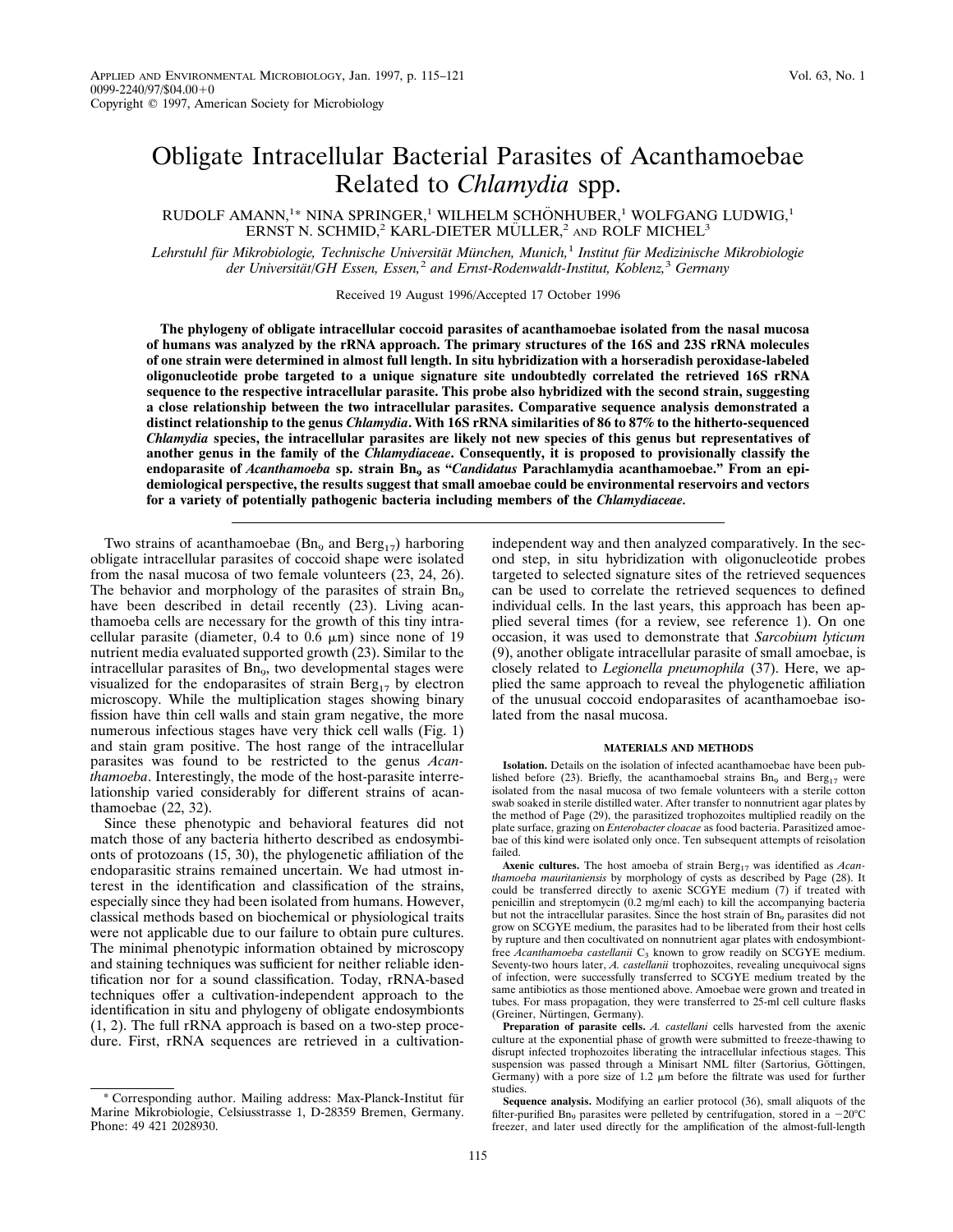# Obligate Intracellular Bacterial Parasites of Acanthamoebae Related to *Chlamydia* spp.

RUDOLF AMANN,[1]* NINA SPRINGER,[1] WILHELM SCHÖNHUBER,[1] WOLFGANG LUDWIG,[1] ERNST N. SCHMID,[2] KARL-DIETER MÜLLER,[2] AND ROLF MICHEL[3]

*Lehrstuhl für Mikrobiologie, Technische Universität München, Munich,[1] Institut für Medizinische Mikrobiologie der Universität/GH Essen, Essen,[2] and Ernst-Rodenwaldt-Institut, Koblenz,[3] Germany*

Received 19 August 1996/Accepted 17 October 1996

**The phylogeny of obligate intracellular coccoid parasites of acanthamoebae isolated from the nasal mucosa of humans was analyzed by the rRNA approach. The primary structures of the 16S and 23S rRNA molecules of one strain were determined in almost full length. In situ hybridization with a horseradish peroxidase-labeled oligonucleotide probe targeted to a unique signature site undoubtedly correlated the retrieved 16S rRNA sequence to the respective intracellular parasite. This probe also hybridized with the second strain, suggesting a close relationship between the two intracellular parasites. Comparative sequence analysis demonstrated a distinct relationship to the genus *Chlamydia*. With 16S rRNA similarities of 86 to 87% to the hitherto-sequenced *Chlamydia* species, the intracellular parasites are likely not new species of this genus but representatives of another genus in the family of the *Chlamydiaceae*. Consequently, it is proposed to provisionally classify the endoparasite of *Acanthamoeba* sp. strain $Bn_9$ as "*Candidatus* Parachlamydia acanthamoebae." From an epidemiological perspective, the results suggest that small amoebae could be environmental reservoirs and vectors for a variety of potentially pathogenic bacteria including members of the *Chlamydiaceae*.**

---

Two strains of acanthamoebae ($Bn_9$ and $Berg_{17}$) harboring obligate intracellular parasites of coccoid shape were isolated from the nasal mucosa of two female volunteers (23, 24, 26). The behavior and morphology of the parasites of strain $Bn_9$ have been described in detail recently (23). Living acanthamoeba cells are necessary for the growth of this tiny intracellular parasite (diameter, 0.4 to 0.6 μm) since none of 19 nutrient media evaluated supported growth (23). Similar to the intracellular parasites of $Bn_9$, two developmental stages were visualized for the endoparasites of strain $Berg_{17}$ by electron microscopy. While the multiplication stages showing binary fission have thin cell walls and stain gram negative, the more numerous infectious stages have very thick cell walls (Fig. 1) and stain gram positive. The host range of the intracellular parasites was found to be restricted to the genus *Acanthamoeba*. Interestingly, the mode of the host-parasite interrelationship varied considerably for different strains of acanthamoebae (22, 32).

Since these phenotypic and behavioral features did not match those of any bacteria hitherto described as endosymbionts of protozoans (15, 30), the phylogenetic affiliation of the endoparasitic strains remained uncertain. We had utmost interest in the identification and classification of the strains, especially since they had been isolated from humans. However, classical methods based on biochemical or physiological traits were not applicable due to our failure to obtain pure cultures. The minimal phenotypic information obtained by microscopy and staining techniques was sufficient for neither reliable identification nor for a sound classification. Today, rRNA-based techniques offer a cultivation-independent approach to the identification in situ and phylogeny of obligate endosymbionts (1, 2). The full rRNA approach is based on a two-step procedure. First, rRNA sequences are retrieved in a cultivation-independent way and then analyzed comparatively. In the second step, in situ hybridization with oligonucleotide probes targeted to selected signature sites of the retrieved sequences can be used to correlate the retrieved sequences to defined individual cells. In the last years, this approach has been applied several times (for a review, see reference 1). On one occasion, it was used to demonstrate that *Sarcobium lyticum* (9), another obligate intracellular parasite of small amoebae, is closely related to *Legionella pneumophila* (37). Here, we applied the same approach to reveal the phylogenetic affiliation of the unusual coccoid endoparasites of acanthamoebae isolated from the nasal mucosa.

## MATERIALS AND METHODS

**Isolation.** Details on the isolation of infected acanthamoebae have been published before (23). Briefly, the acanthamoebal strains $Bn_9$ and $Berg_{17}$ were isolated from the nasal mucosa of two female volunteers with a sterile cotton swab soaked in sterile distilled water. After transfer to nonnutrient agar plates by the method of Page (29), the parasitized trophozoites multiplied readily on the plate surface, grazing on *Enterobacter cloacae* as food bacteria. Parasitized amoebae of this kind were isolated only once. Ten subsequent attempts of reisolation failed.

**Axenic cultures.** The host amoeba of strain $Berg_{17}$ was identified as *Acanthamoeba mauritaniensis* by morphology of cysts as described by Page (28). It could be transferred directly to axenic SCGYE medium (7) if treated with penicillin and streptomycin (0.2 mg/ml each) to kill the accompanying bacteria but not the intracellular parasites. Since the host strain of $Bn_9$ parasites did not grow on SCGYE medium, the parasites had to be liberated from their host cells by rupture and then cocultivated on nonnutrient agar plates with endosymbiont-free *Acanthamoeba castellanii* $C_3$ known to grow readily on SCGYE medium. Seventy-two hours later, *A. castellanii* trophozoites, revealing unequivocal signs of infection, were successfully transferred to SCGYE medium treated by the same antibiotics as those mentioned above. Amoebae were grown and treated in tubes. For mass propagation, they were transferred to 25-ml cell culture flasks (Greiner, Nürtingen, Germany).

**Preparation of parasite cells.** *A. castellani* cells harvested from the axenic culture at the exponential phase of growth were submitted to freeze-thawing to disrupt infected trophozoites liberating the intracellular infectious stages. This suspension was passed through a Minisart NML filter (Sartorius, Göttingen, Germany) with a pore size of 1.2 μm before the filtrate was used for further studies.

**Sequence analysis.** Modifying an earlier protocol (36), small aliquots of the filter-purified $Bn_9$ parasites were pelleted by centrifugation, stored in a −20°C freezer, and later used directly for the amplification of the almost-full-length

\* Corresponding author. Mailing address: Max-Planck-Institut für Marine Mikrobiologie, Celsiusstrasse 1, D-28359 Bremen, Germany. Phone: 49 421 2028930.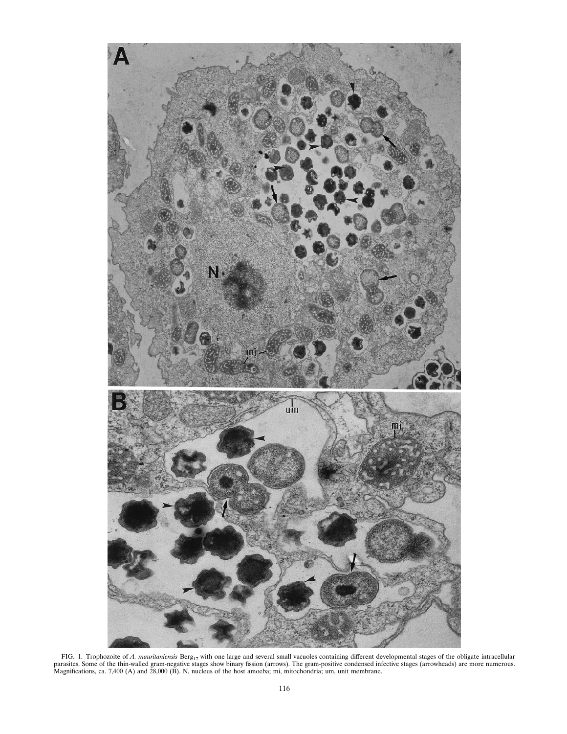FIG. 1. Trophozoite of *A. mauritaniensis* Berg$_{17}$ with one large and several small vacuoles containing different developmental stages of the obligate intracellular parasites. Some of the thin-walled gram-negative stages show binary fission (arrows). The gram-positive condensed infective stages (arrowheads) are more numerous. Magnifications, ca. 7,400 (A) and 28,000 (B). N, nucleus of the host amoeba; mi, mitochondria; um, unit membrane.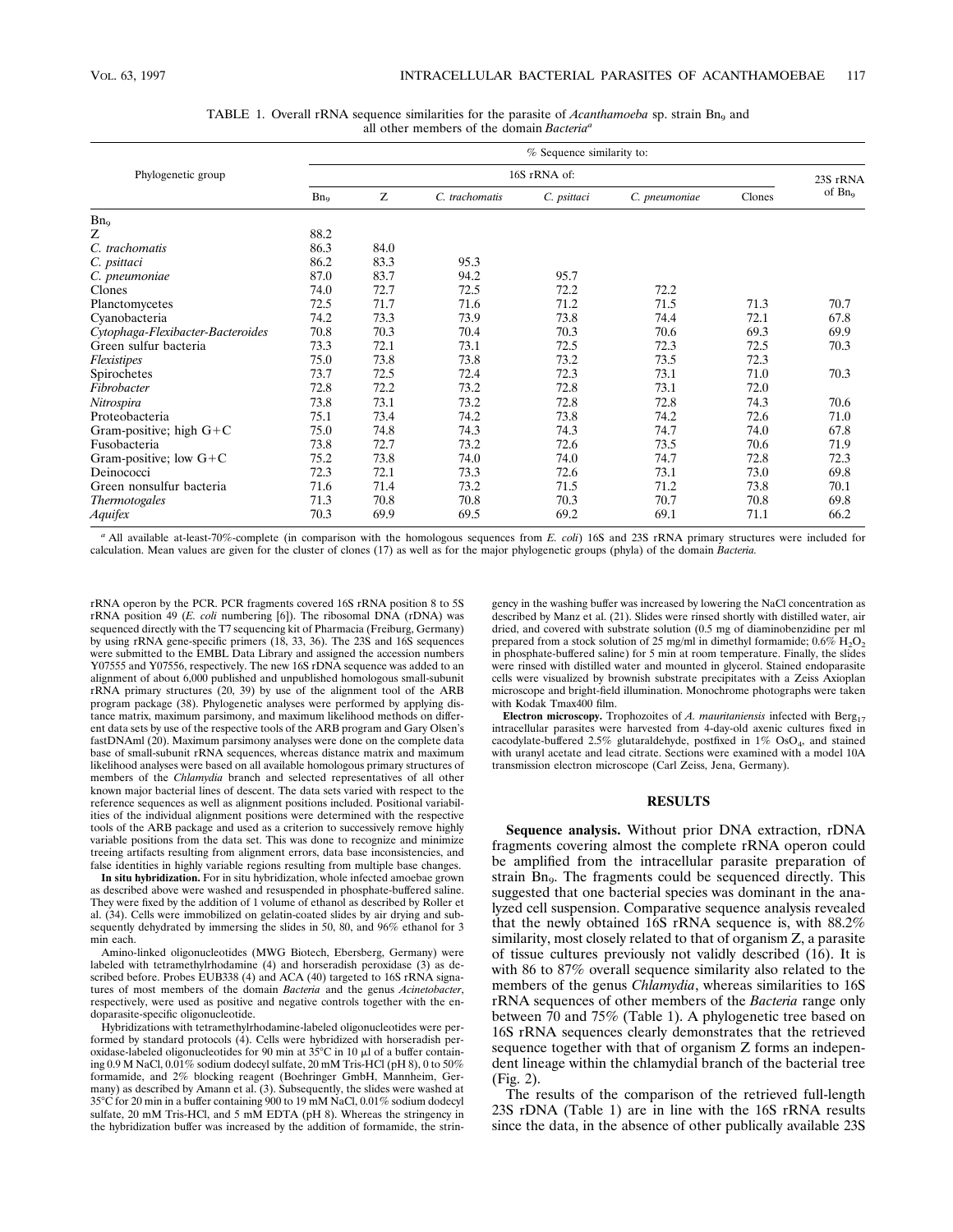TABLE 1. Overall rRNA sequence similarities for the parasite of *Acanthamoeba* sp. strain $Bn_9$ and all other members of the domain *Bacteria*[a]

| Phylogenetic group | % Sequence similarity to: | | | | | | |
|---|---|---|---|---|---|---|---|
| | 16S rRNA of: | | | | | | 23S rRNA of $Bn_9$ |
| | $Bn_9$ | Z | *C. trachomatis* | *C. psittaci* | *C. pneumoniae* | Clones | |
| $Bn_9$ | | | | | | | |
| Z | 88.2 | | | | | | |
| *C. trachomatis* | 86.3 | 84.0 | | | | | |
| *C. psittaci* | 86.2 | 83.3 | 95.3 | | | | |
| *C. pneumoniae* | 87.0 | 83.7 | 94.2 | 95.7 | | | |
| Clones | 74.0 | 72.7 | 72.5 | 72.2 | 72.2 | | |
| Planctomycetes | 72.5 | 71.7 | 71.6 | 71.2 | 71.5 | 71.3 | 70.7 |
| Cyanobacteria | 74.2 | 73.3 | 73.9 | 73.8 | 74.4 | 72.1 | 67.8 |
| *Cytophaga-Flexibacter-Bacteroides* | 70.8 | 70.3 | 70.4 | 70.3 | 70.6 | 69.3 | 69.9 |
| Green sulfur bacteria | 73.3 | 72.1 | 73.1 | 72.5 | 72.3 | 72.5 | 70.3 |
| *Flexistipes* | 75.0 | 73.8 | 73.8 | 73.2 | 73.5 | 72.3 | |
| Spirochetes | 73.7 | 72.5 | 72.4 | 72.3 | 73.1 | 71.0 | 70.3 |
| *Fibrobacter* | 72.8 | 72.2 | 73.2 | 72.8 | 73.1 | 72.0 | |
| *Nitrospira* | 73.8 | 73.1 | 73.2 | 72.8 | 72.8 | 74.3 | 70.6 |
| Proteobacteria | 75.1 | 73.4 | 74.2 | 73.8 | 74.2 | 72.6 | 71.0 |
| Gram-positive; high G+C | 75.0 | 74.8 | 74.3 | 74.3 | 74.7 | 74.0 | 67.8 |
| Fusobacteria | 73.8 | 72.7 | 73.2 | 72.6 | 73.5 | 70.6 | 71.9 |
| Gram-positive; low G+C | 75.2 | 73.8 | 74.0 | 74.0 | 74.7 | 72.8 | 72.3 |
| Deinococci | 72.3 | 72.1 | 73.3 | 72.6 | 73.1 | 73.0 | 69.8 |
| Green nonsulfur bacteria | 71.6 | 71.4 | 73.2 | 71.5 | 71.2 | 73.8 | 70.1 |
| *Thermotogales* | 71.3 | 70.8 | 70.8 | 70.3 | 70.7 | 70.8 | 69.8 |
| *Aquifex* | 70.3 | 69.9 | 69.5 | 69.2 | 69.1 | 71.1 | 66.2 |

[a] All available at-least-70%-complete (in comparison with the homologous sequences from *E. coli*) 16S and 23S rRNA primary structures were included for calculation. Mean values are given for the cluster of clones (17) as well as for the major phylogenetic groups (phyla) of the domain *Bacteria.*

rRNA operon by the PCR. PCR fragments covered 16S rRNA position 8 to 5S rRNA position 49 (*E. coli* numbering [6]). The ribosomal DNA (rDNA) was sequenced directly with the T7 sequencing kit of Pharmacia (Freiburg, Germany) by using rRNA gene-specific primers (18, 33, 36). The 23S and 16S sequences were submitted to the EMBL Data Library and assigned the accession numbers Y07555 and Y07556, respectively. The new 16S rDNA sequence was added to an alignment of about 6,000 published and unpublished homologous small-subunit rRNA primary structures (20, 39) by use of the alignment tool of the ARB program package (38). Phylogenetic analyses were performed by applying distance matrix, maximum parsimony, and maximum likelihood methods on different data sets by use of the respective tools of the ARB program and Gary Olsen's fastDNAml (20). Maximum parsimony analyses were done on the complete data base of small-subunit rRNA sequences, whereas distance matrix and maximum likelihood analyses were based on all available homologous primary structures of members of the *Chlamydia* branch and selected representatives of all other known major bacterial lines of descent. The data sets varied with respect to the reference sequences as well as alignment positions included. Positional variabilities of the individual alignment positions were determined with the respective tools of the ARB package and used as a criterion to successively remove highly variable positions from the data set. This was done to recognize and minimize treeing artifacts resulting from alignment errors, data base inconsistencies, and false identities in highly variable regions resulting from multiple base changes.

**In situ hybridization.** For in situ hybridization, whole infected amoebae grown as described above were washed and resuspended in phosphate-buffered saline. They were fixed by the addition of 1 volume of ethanol as described by Roller et al. (34). Cells were immobilized on gelatin-coated slides by air drying and subsequently dehydrated by immersing the slides in 50, 80, and 96% ethanol for 3 min each.

Amino-linked oligonucleotides (MWG Biotech, Ebersberg, Germany) were labeled with tetramethylrhodamine (4) and horseradish peroxidase (3) as described before. Probes EUB338 (4) and ACA (40) targeted to 16S rRNA signatures of most members of the domain *Bacteria* and the genus *Acinetobacter*, respectively, were used as positive and negative controls together with the endoparasite-specific oligonucleotide.

Hybridizations with tetramethylrhodamine-labeled oligonucleotides were performed by standard protocols (4). Cells were hybridized with horseradish peroxidase-labeled oligonucleotides for 90 min at 35°C in 10 μl of a buffer containing 0.9 M NaCl, 0.01% sodium dodecyl sulfate, 20 mM Tris-HCl (pH 8), 0 to 50% formamide, and 2% blocking reagent (Boehringer GmbH, Mannheim, Germany) as described by Amann et al. (3). Subsequently, the slides were washed at 35°C for 20 min in a buffer containing 900 to 19 mM NaCl, 0.01% sodium dodecyl sulfate, 20 mM Tris-HCl, and 5 mM EDTA (pH 8). Whereas the stringency in the hybridization buffer was increased by the addition of formamide, the stringency in the washing buffer was increased by lowering the NaCl concentration as described by Manz et al. (21). Slides were rinsed shortly with distilled water, air dried, and covered with substrate solution (0.5 mg of diaminobenzidine per ml prepared from a stock solution of 25 mg/ml in dimethyl formamide; 0.6% $H_2O_2$ in phosphate-buffered saline) for 5 min at room temperature. Finally, the slides were rinsed with distilled water and mounted in glycerol. Stained endoparasite cells were visualized by brownish substrate precipitates with a Zeiss Axioplan microscope and bright-field illumination. Monochrome photographs were taken with Kodak Tmax400 film.

**Electron microscopy.** Trophozoites of *A. mauritaniensis* infected with $Berg_{17}$ intracellular parasites were harvested from 4-day-old axenic cultures fixed in cacodylate-buffered 2.5% glutaraldehyde, postfixed in 1% $OsO_4$, and stained with uranyl acetate and lead citrate. Sections were examined with a model 10A transmission electron microscope (Carl Zeiss, Jena, Germany).

## RESULTS

**Sequence analysis.** Without prior DNA extraction, rDNA fragments covering almost the complete rRNA operon could be amplified from the intracellular parasite preparation of strain $Bn_9$. The fragments could be sequenced directly. This suggested that one bacterial species was dominant in the analyzed cell suspension. Comparative sequence analysis revealed that the newly obtained 16S rRNA sequence is, with 88.2% similarity, most closely related to that of organism Z, a parasite of tissue cultures previously not validly described (16). It is with 86 to 87% overall sequence similarity also related to the members of the genus *Chlamydia*, whereas similarities to 16S rRNA sequences of other members of the *Bacteria* range only between 70 and 75% (Table 1). A phylogenetic tree based on 16S rRNA sequences clearly demonstrates that the retrieved sequence together with that of organism Z forms an independent lineage within the chlamydial branch of the bacterial tree (Fig. 2).

The results of the comparison of the retrieved full-length 23S rDNA (Table 1) are in line with the 16S rRNA results since the data, in the absence of other publically available 23S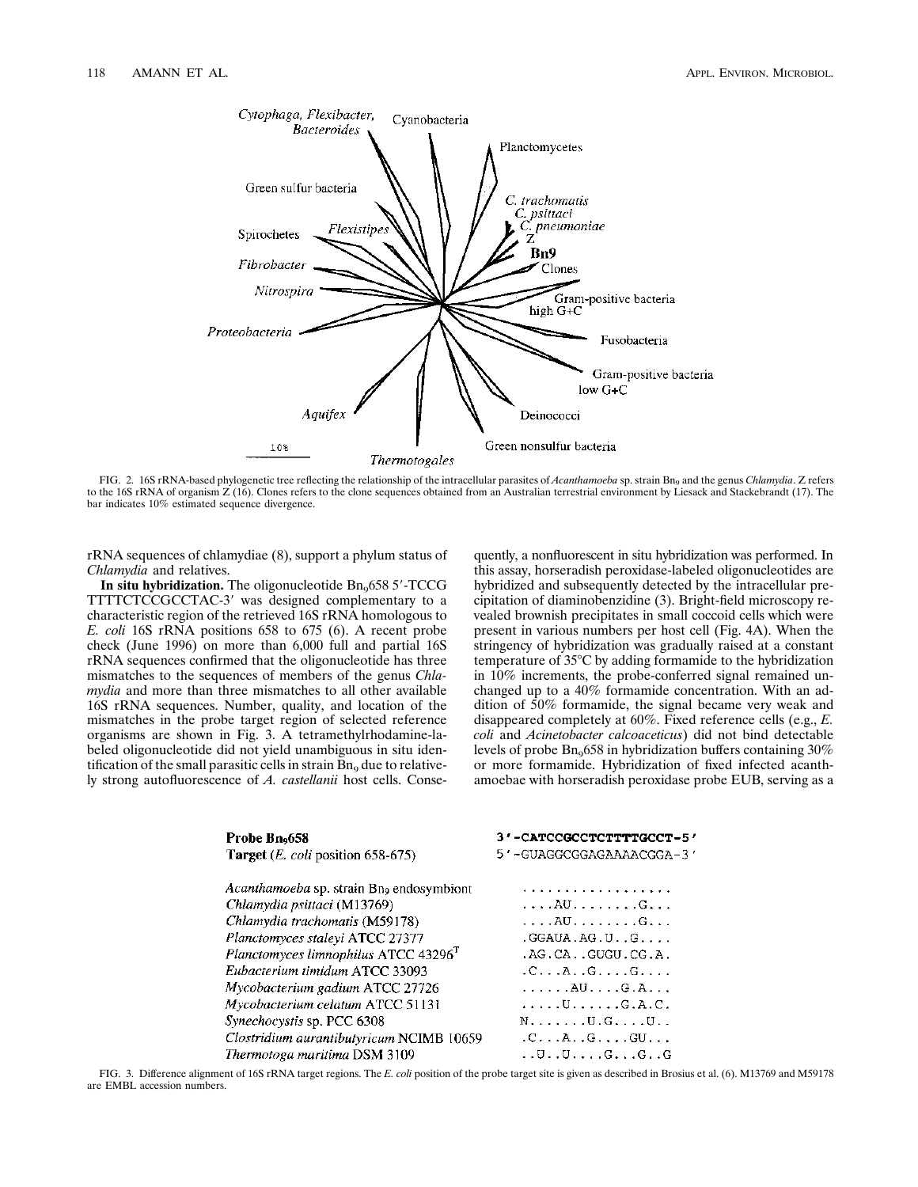FIG. 2. 16S rRNA-based phylogenetic tree reflecting the relationship of the intracellular parasites of *Acanthamoeba* sp. strain $Bn_9$ and the genus *Chlamydia*. Z refers to the 16S rRNA of organism Z (16). Clones refers to the clone sequences obtained from an Australian terrestrial environment by Liesack and Stackebrandt (17). The bar indicates 10% estimated sequence divergence.

rRNA sequences of chlamydiae (8), support a phylum status of *Chlamydia* and relatives.

**In situ hybridization.** The oligonucleotide $Bn_9$658 5′-TCCG TTTTCTCCGCCTAC-3′ was designed complementary to a characteristic region of the retrieved 16S rRNA homologous to *E. coli* 16S rRNA positions 658 to 675 (6). A recent probe check (June 1996) on more than 6,000 full and partial 16S rRNA sequences confirmed that the oligonucleotide has three mismatches to the sequences of members of the genus *Chlamydia* and more than three mismatches to all other available 16S rRNA sequences. Number, quality, and location of the mismatches in the probe target region of selected reference organisms are shown in Fig. 3. A tetramethylrhodamine-labeled oligonucleotide did not yield unambiguous in situ identification of the small parasitic cells in strain $Bn_9$ due to relatively strong autofluorescence of *A. castellanii* host cells. Consequently, a nonfluorescent in situ hybridization was performed. In this assay, horseradish peroxidase-labeled oligonucleotides are hybridized and subsequently detected by the intracellular precipitation of diaminobenzidine (3). Bright-field microscopy revealed brownish precipitates in small coccoid cells which were present in various numbers per host cell (Fig. 4A). When the stringency of hybridization was gradually raised at a constant temperature of 35°C by adding formamide to the hybridization in 10% increments, the probe-conferred signal remained unchanged up to a 40% formamide concentration. With an addition of 50% formamide, the signal became very weak and disappeared completely at 60%. Fixed reference cells (e.g., *E. coli* and *Acinetobacter calcoaceticus*) did not bind detectable levels of probe $Bn_9$658 in hybridization buffers containing 30% or more formamide. Hybridization of fixed infected acanthamoebae with horseradish peroxidase probe EUB, serving as a

| | |
|---|---|
| **Probe $Bn_9$658** | **3′-CATCCGCCTCTTTTGCCT-5′** |
| **Target** (*E. coli* position 658-675) | 5′-GUAGGCGGAGAAAACGGA-3′ |
| *Acanthamoeba* sp. strain $Bn_9$ endosymbiont | .................. |
| *Chlamydia psittaci* (M13769) | ....AU........G... |
| *Chlamydia trachomatis* (M59178) | ....AU........G... |
| *Planctomyces staleyi* ATCC 27377 | .GGAUA.AG.U..G.... |
| *Planctomyces limnophilus* ATCC 43296$^T$ | .AG.CA..GUGU.CG.A. |
| *Eubacterium timidum* ATCC 33093 | .C...A..G....G.... |
| *Mycobacterium gadium* ATCC 27726 | ......AU....G.A... |
| *Mycobacterium celatum* ATCC 51131 | .....U......G.A.C. |
| *Synechocystis* sp. PCC 6308 | N.......U.G....U.. |
| *Clostridium aurantibutyricum* NCIMB 10659 | .C...A..G....GU... |
| *Thermotoga maritima* DSM 3109 | ..U..U....G...G..G |

FIG. 3. Difference alignment of 16S rRNA target regions. The *E. coli* position of the probe target site is given as described in Brosius et al. (6). M13769 and M59178 are EMBL accession numbers.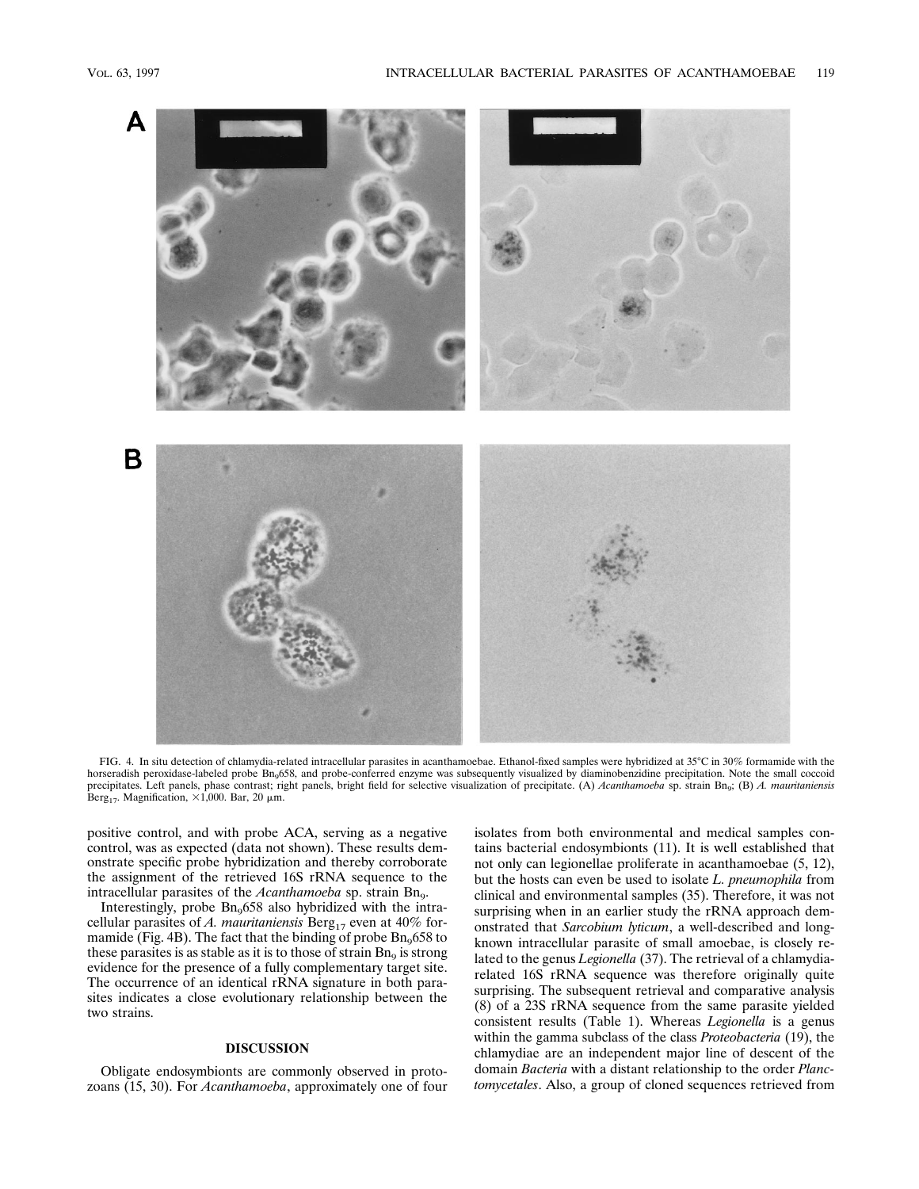FIG. 4. In situ detection of chlamydia-related intracellular parasites in acanthamoebae. Ethanol-fixed samples were hybridized at 35°C in 30% formamide with the horseradish peroxidase-labeled probe $Bn_9$658, and probe-conferred enzyme was subsequently visualized by diaminobenzidine precipitation. Note the small coccoid precipitates. Left panels, phase contrast; right panels, bright field for selective visualization of precipitate. (A) *Acanthamoeba* sp. strain $Bn_9$; (B) *A. mauritaniensis* $Berg_{17}$. Magnification, ×1,000. Bar, 20 μm.

positive control, and with probe ACA, serving as a negative control, was as expected (data not shown). These results demonstrate specific probe hybridization and thereby corroborate the assignment of the retrieved 16S rRNA sequence to the intracellular parasites of the *Acanthamoeba* sp. strain $Bn_9$.

Interestingly, probe $Bn_9$658 also hybridized with the intracellular parasites of *A. mauritaniensis* $Berg_{17}$ even at 40% formamide (Fig. 4B). The fact that the binding of probe $Bn_9$658 to these parasites is as stable as it is to those of strain $Bn_9$ is strong evidence for the presence of a fully complementary target site. The occurrence of an identical rRNA signature in both parasites indicates a close evolutionary relationship between the two strains.

## DISCUSSION

Obligate endosymbionts are commonly observed in protozoans (15, 30). For *Acanthamoeba*, approximately one of four isolates from both environmental and medical samples contains bacterial endosymbionts (11). It is well established that not only can legionellae proliferate in acanthamoebae (5, 12), but the hosts can even be used to isolate *L. pneumophila* from clinical and environmental samples (35). Therefore, it was not surprising when in an earlier study the rRNA approach demonstrated that *Sarcobium lyticum*, a well-described and long-known intracellular parasite of small amoebae, is closely related to the genus *Legionella* (37). The retrieval of a chlamydia-related 16S rRNA sequence was therefore originally quite surprising. The subsequent retrieval and comparative analysis (8) of a 23S rRNA sequence from the same parasite yielded consistent results (Table 1). Whereas *Legionella* is a genus within the gamma subclass of the class *Proteobacteria* (19), the chlamydiae are an independent major line of descent of the domain *Bacteria* with a distant relationship to the order *Planctomycetales*. Also, a group of cloned sequences retrieved from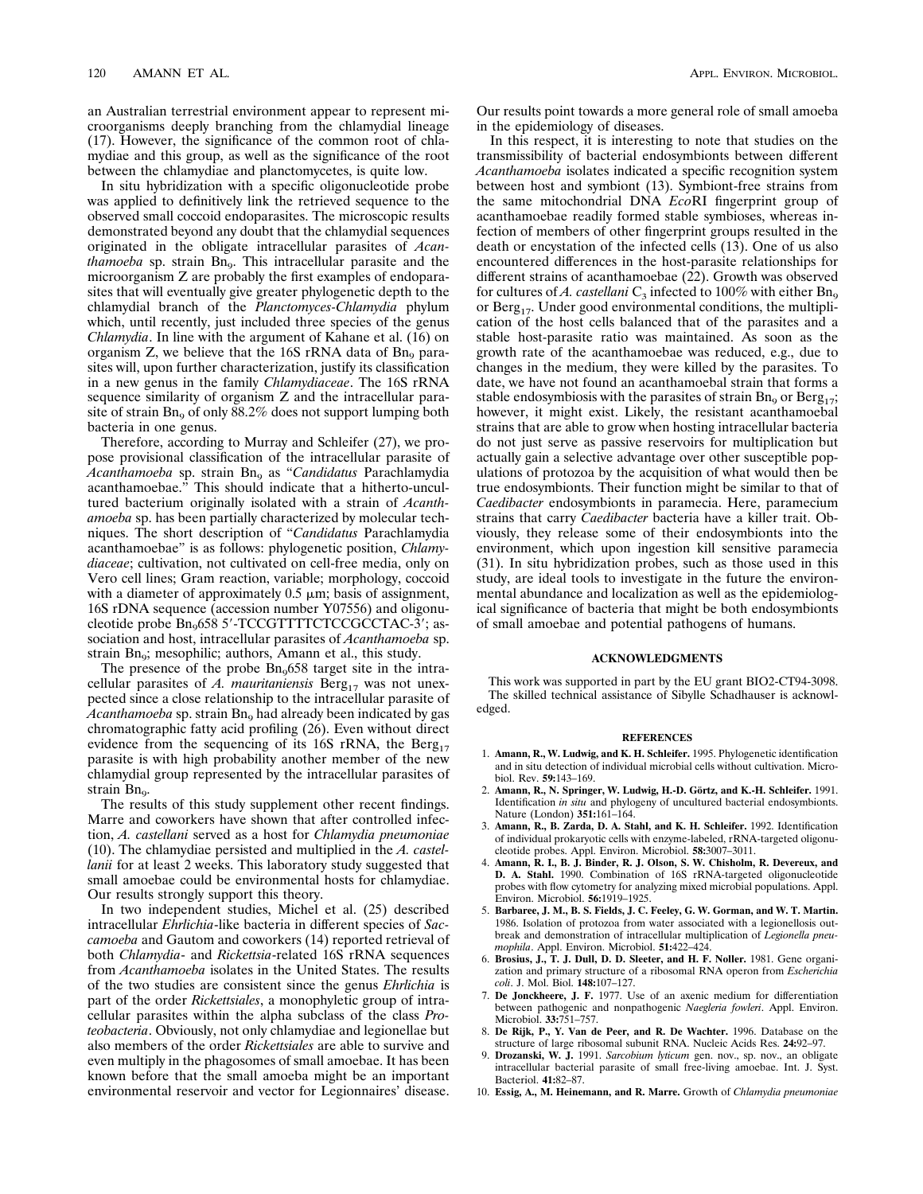an Australian terrestrial environment appear to represent microorganisms deeply branching from the chlamydial lineage (17). However, the significance of the common root of chlamydiae and this group, as well as the significance of the root between the chlamydiae and planctomycetes, is quite low.

In situ hybridization with a specific oligonucleotide probe was applied to definitively link the retrieved sequence to the observed small coccoid endoparasites. The microscopic results demonstrated beyond any doubt that the chlamydial sequences originated in the obligate intracellular parasites of *Acanthamoeba* sp. strain $Bn_9$. This intracellular parasite and the microorganism Z are probably the first examples of endoparasites that will eventually give greater phylogenetic depth to the chlamydial branch of the *Planctomyces-Chlamydia* phylum which, until recently, just included three species of the genus *Chlamydia*. In line with the argument of Kahane et al. (16) on organism Z, we believe that the 16S rRNA data of $Bn_9$ parasites will, upon further characterization, justify its classification in a new genus in the family *Chlamydiaceae*. The 16S rRNA sequence similarity of organism Z and the intracellular parasite of strain $Bn_9$ of only 88.2% does not support lumping both bacteria in one genus.

Therefore, according to Murray and Schleifer (27), we propose provisional classification of the intracellular parasite of *Acanthamoeba* sp. strain $Bn_9$ as "*Candidatus* Parachlamydia acanthamoebae." This should indicate that a hitherto-uncultured bacterium originally isolated with a strain of *Acanthamoeba* sp. has been partially characterized by molecular techniques. The short description of "*Candidatus* Parachlamydia acanthamoebae" is as follows: phylogenetic position, *Chlamydiaceae*; cultivation, not cultivated on cell-free media, only on Vero cell lines; Gram reaction, variable; morphology, coccoid with a diameter of approximately 0.5 μm; basis of assignment, 16S rDNA sequence (accession number Y07556) and oligonucleotide probe $Bn_9$658 5′-TCCGTTTTCTCCGCCTAC-3′; association and host, intracellular parasites of *Acanthamoeba* sp. strain $Bn_9$; mesophilic; authors, Amann et al., this study.

The presence of the probe $Bn_9$658 target site in the intracellular parasites of *A. mauritaniensis* $Berg_{17}$ was not unexpected since a close relationship to the intracellular parasite of *Acanthamoeba* sp. strain $Bn_9$ had already been indicated by gas chromatographic fatty acid profiling (26). Even without direct evidence from the sequencing of its 16S rRNA, the $Berg_{17}$ parasite is with high probability another member of the new chlamydial group represented by the intracellular parasites of strain $Bn_9$.

The results of this study supplement other recent findings. Marre and coworkers have shown that after controlled infection, *A. castellani* served as a host for *Chlamydia pneumoniae* (10). The chlamydiae persisted and multiplied in the *A. castellanii* for at least 2 weeks. This laboratory study suggested that small amoebae could be environmental hosts for chlamydiae. Our results strongly support this theory.

In two independent studies, Michel et al. (25) described intracellular *Ehrlichia*-like bacteria in different species of *Saccamoeba* and Gautom and coworkers (14) reported retrieval of both *Chlamydia*- and *Rickettsia*-related 16S rRNA sequences from *Acanthamoeba* isolates in the United States. The results of the two studies are consistent since the genus *Ehrlichia* is part of the order *Rickettsiales*, a monophyletic group of intracellular parasites within the alpha subclass of the class *Proteobacteria*. Obviously, not only chlamydiae and legionellae but also members of the order *Rickettsiales* are able to survive and even multiply in the phagosomes of small amoebae. It has been known before that the small amoeba might be an important environmental reservoir and vector for Legionnaires' disease. Our results point towards a more general role of small amoeba in the epidemiology of diseases.

In this respect, it is interesting to note that studies on the transmissibility of bacterial endosymbionts between different *Acanthamoeba* isolates indicated a specific recognition system between host and symbiont (13). Symbiont-free strains from the same mitochondrial DNA *Eco*RI fingerprint group of acanthamoebae readily formed stable symbioses, whereas infection of members of other fingerprint groups resulted in the death or encystation of the infected cells (13). One of us also encountered differences in the host-parasite relationships for different strains of acanthamoebae (22). Growth was observed for cultures of *A. castellani* $C_3$ infected to 100% with either $Bn_9$ or $Berg_{17}$. Under good environmental conditions, the multiplication of the host cells balanced that of the parasites and a stable host-parasite ratio was maintained. As soon as the growth rate of the acanthamoebae was reduced, e.g., due to changes in the medium, they were killed by the parasites. To date, we have not found an acanthamoebal strain that forms a stable endosymbiosis with the parasites of strain $Bn_9$ or $Berg_{17}$; however, it might exist. Likely, the resistant acanthamoebal strains that are able to grow when hosting intracellular bacteria do not just serve as passive reservoirs for multiplication but actually gain a selective advantage over other susceptible populations of protozoa by the acquisition of what would then be true endosymbionts. Their function might be similar to that of *Caedibacter* endosymbionts in paramecia. Here, paramecium strains that carry *Caedibacter* bacteria have a killer trait. Obviously, they release some of their endosymbionts into the environment, which upon ingestion kill sensitive paramecia (31). In situ hybridization probes, such as those used in this study, are ideal tools to investigate in the future the environmental abundance and localization as well as the epidemiological significance of bacteria that might be both endosymbionts of small amoebae and potential pathogens of humans.

## ACKNOWLEDGMENTS

This work was supported in part by the EU grant BIO2-CT94-3098. The skilled technical assistance of Sibylle Schadhauser is acknowledged.

## REFERENCES

1. **Amann, R., W. Ludwig, and K. H. Schleifer.** 1995. Phylogenetic identification and in situ detection of individual microbial cells without cultivation. Microbiol. Rev. **59:**143–169.
2. **Amann, R., N. Springer, W. Ludwig, H.-D. Görtz, and K.-H. Schleifer.** 1991. Identification *in situ* and phylogeny of uncultured bacterial endosymbionts. Nature (London) **351:**161–164.
3. **Amann, R., B. Zarda, D. A. Stahl, and K. H. Schleifer.** 1992. Identification of individual prokaryotic cells with enzyme-labeled, rRNA-targeted oligonucleotide probes. Appl. Environ. Microbiol. **58:**3007–3011.
4. **Amann, R. I., B. J. Binder, R. J. Olson, S. W. Chisholm, R. Devereux, and D. A. Stahl.** 1990. Combination of 16S rRNA-targeted oligonucleotide probes with flow cytometry for analyzing mixed microbial populations. Appl. Environ. Microbiol. **56:**1919–1925.
5. **Barbaree, J. M., B. S. Fields, J. C. Feeley, G. W. Gorman, and W. T. Martin.** 1986. Isolation of protozoa from water associated with a legionellosis outbreak and demonstration of intracellular multiplication of *Legionella pneumophila*. Appl. Environ. Microbiol. **51:**422–424.
6. **Brosius, J., T. J. Dull, D. D. Sleeter, and H. F. Noller.** 1981. Gene organization and primary structure of a ribosomal RNA operon from *Escherichia coli*. J. Mol. Biol. **148:**107–127.
7. **De Jonckheere, J. F.** 1977. Use of an axenic medium for differentiation between pathogenic and nonpathogenic *Naegleria fowleri*. Appl. Environ. Microbiol. **33:**751–757.
8. **De Rijk, P., Y. Van de Peer, and R. De Wachter.** 1996. Database on the structure of large ribosomal subunit RNA. Nucleic Acids Res. **24:**92–97.
9. **Drozanski, W. J.** 1991. *Sarcobium lyticum* gen. nov., sp. nov., an obligate intracellular bacterial parasite of small free-living amoebae. Int. J. Syst. Bacteriol. **41:**82–87.
10. **Essig, A., M. Heinemann, and R. Marre.** Growth of *Chlamydia pneumoniae*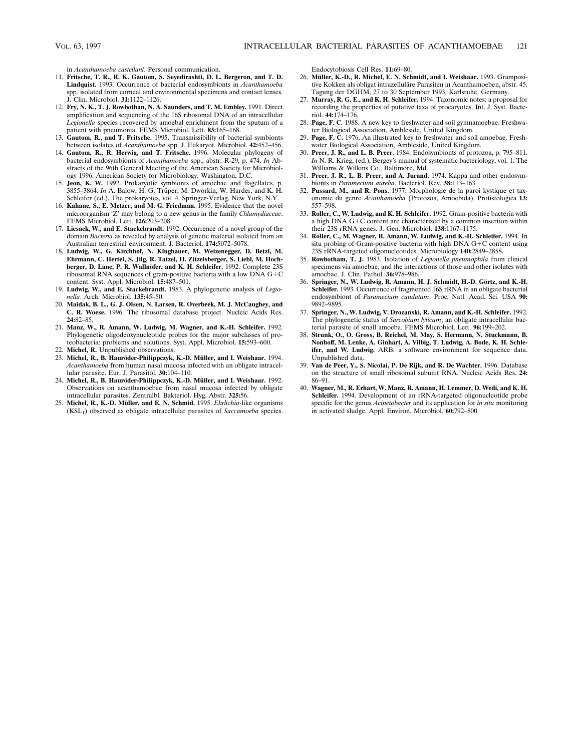in *Acanthamoeba castellani*. Personal communication.

11. **Fritsche, T. R., R. K. Gautom, S. Seyedirashti, D. L. Bergeron, and T. D. Lindquist.** 1993. Occurrence of bacterial endosymbionts in *Acanthamoeba* spp. isolated from corneal and environmental specimens and contact lenses. J. Clin. Microbiol. **31:**1122–1126.
12. **Fry, N. K., T. J. Rowbothan, N. A. Saunders, and T. M. Embley.** 1991. Direct amplification and sequencing of the 16S ribosomal DNA of an intracellular *Legionella* species recovered by amoebal enrichment from the sputum of a patient with pneumonia. FEMS Microbiol. Lett. **83:**165–168.
13. **Gautom, R., and T. Fritsche.** 1995. Transmissibility of bacterial symbionts between isolates of *Acanthamoeba* spp. J. Eukaryot. Microbiol. **42:**452–456.
14. **Gautom, R., R. Herwig, and T. Fritsche.** 1996. Molecular phylogeny of bacterial endosymbionts of *Acanthamoeba* spp., abstr. R-29, p. 474. *In* Abstracts of the 96th General Meeting of the American Society for Microbiology 1996. American Society for Microbiology, Washington, D.C.
15. **Jeon, K. W.** 1992. Prokaryotic symbionts of amoebae and flagellates, p. 3855–3864. *In* A. Balow, H. G. Trüper, M. Dworkin, W. Harder, and K. H. Schleifer (ed.), The prokaryotes, vol. 4. Springer-Verlag, New York, N.Y.
16. **Kahane, S., E. Metzer, and M. G. Friedman.** 1995. Evidence that the novel microorganism 'Z' may belong to a new genus in the family *Chlamydiaceae*. FEMS Microbiol. Lett. **126:**203–208.
17. **Liesack, W., and E. Stackebrandt.** 1992. Occurrence of a novel group of the domain *Bacteria* as revealed by analysis of genetic material isolated from an Australian terrestrial environment. J. Bacteriol. **174:**5072–5078.
18. **Ludwig, W., G. Kirchhof, N. Klugbauer, M. Weizenegger, D. Betzl, M. Ehrmann, C. Hertel, S. Jilg, R. Tatzel, H. Zitzelsberger, S. Liebl, M. Hochberger, D. Lane, P. R. Wallnöfer, and K. H. Schleifer.** 1992. Complete 23S ribosomal RNA sequences of gram-positive bacteria with a low DNA G+C content. Syst. Appl. Microbiol. **15:**487–501.
19. **Ludwig, W., and E. Stackebrandt.** 1983. A phylogenetic analysis of *Legionella*. Arch. Microbiol. **135:**45–50.
20. **Maidak, B. L., G. J. Olsen, N. Larsen, R. Overbeek, M. J. McCaughey, and C. R. Woese.** 1996. The ribosomal database project. Nucleic Acids Res. **24:**82–85.
21. **Manz, W., R. Amann, W. Ludwig, M. Wagner, and K.-H. Schleifer.** 1992. Phylogenetic oligodeoxynucleotide probes for the major subclasses of proteobacteria: problems and solutions. Syst. Appl. Microbiol. **15:**593–600.
22. **Michel, R.** Unpublished observations.
23. **Michel, R., B. Hauröder-Philippczyk, K.-D. Müller, and I. Weishaar.** 1994. *Acanthamoeba* from human nasal mucosa infected with an obligate intracellular parasite. Eur. J. Parasitol. **30:**104–110.
24. **Michel, R., B. Hauröder-Philippczyk, K.-D. Müller, and I. Weishaar.** 1992. Observations on acanthamoebae from nasal mucosa infected by obligate intracellular parasites. Zentralbl. Bakteriol. Hyg. Abstr. **325:**56.
25. **Michel, R., K.-D. Müller, and E. N. Schmid.** 1995. *Ehrlichia*-like organisms ($KSL_1$) observed as obligate intracellular parasites of *Saccamoeba* species. Endocytobiosis Cell Res. **11:**69–80.
26. **Müller, K.-D., R. Michel, E. N. Schmidt, and I. Weishaar.** 1993. Grampositive Kokken als obligat intrazelluläre Parasiten in Acanthamoeben, abstr. 45. Tagung der DGHM, 27 to 30 September 1993, Karlsruhe, Germany.
27. **Murray, R. G. E., and K. H. Schleifer.** 1994. Taxonomic notes: a proposal for recording the properties of putative taxa of procaryotes. Int. J. Syst. Bacteriol. **44:**174–176.
28. **Page, F. C.** 1988. A new key to freshwater and soil gymnamoebae. Freshwater Biological Association, Ambleside, United Kingdom.
29. **Page, F. C.** 1976. An illustrated key to freshwater and soil amoebae. Freshwater Biological Association, Ambleside, United Kingdom.
30. **Preer, J. R., and L. B. Preer.** 1984. Endosymbionts of protozoa, p. 795–811. *In* N. R. Krieg, (ed.), Bergey's manual of systematic bacteriology, vol. 1. The Williams & Wilkins Co., Baltimore, Md.
31. **Preer, J. R., L. B. Preer, and A. Jurand.** 1974. Kappa and other endosymbionts in *Paramecium aurelia*. Bacteriol. Rev. **38:**113–163.
32. **Pussard, M., and R. Pons.** 1977. Morphologie de la paroi kystique et taxonomie du genre *Acanthamoeba* (Protozoa, Amoebida). Protistologica **13:** 557–598.
33. **Roller, C., W. Ludwig, and K. H. Schleifer.** 1992. Gram-positive bacteria with a high DNA G+C content are characterized by a common insertion within their 23S rRNA genes. J. Gen. Microbiol. **138:**1167–1175.
34. **Roller, C., M. Wagner, R. Amann, W. Ludwig, and K.-H. Schleifer.** 1994. In situ probing of Gram-positive bacteria with high DNA G+C content using 23S rRNA-targeted oligonucleotides. Microbiology **140:**2849–2858.
35. **Rowbotham, T. J.** 1983. Isolation of *Legionella pneumophila* from clinical specimens via amoebae, and the interactions of those and other isolates with amoebae. J. Clin. Pathol. **36:**978–986.
36. **Springer, N., W. Ludwig, R. Amann, H. J. Schmidt, H.-D. Görtz, and K.-H. Schleifer.** 1993. Occurrence of fragmented 16S rRNA in an obligate bacterial endosymbiont of *Paramecium caudatum*. Proc. Natl. Acad. Sci. USA **90:** 9892–9895.
37. **Springer, N., W. Ludwig, V. Drozanski, R. Amann, and K.-H. Schleifer.** 1992. The phylogenetic status of *Sarcobium lyticum*, an obligate intracellular bacterial parasite of small amoeba. FEMS Microbiol. Lett. **96:**199–202.
38. **Strunk, O., O. Gross, B. Reichel, M. May, S. Hermann, N. Stuckmann, B. Nonhoff, M. Lenke, A. Ginhart, A. Vilbig, T. Ludwig, A. Bode, K. H. Schleifer, and W. Ludwig.** ARB: a software environment for sequence data. Unpublished data.
39. **Van de Peer, Y., S. Nicolai, P. De Rijk, and R. De Wachter.** 1996. Database on the structure of small ribosomal subunit RNA. Nucleic Acids Res. **24:** 86–91.
40. **Wagner, M., R. Erhart, W. Manz, R. Amann, H. Lemmer, D. Wedi, and K. H. Schleifer.** 1994. Development of an rRNA-targeted oligonucleotide probe specific for the genus *Acinetobacter* and its application for *in situ* monitoring in activated sludge. Appl. Environ. Microbiol. **60:**792–800.